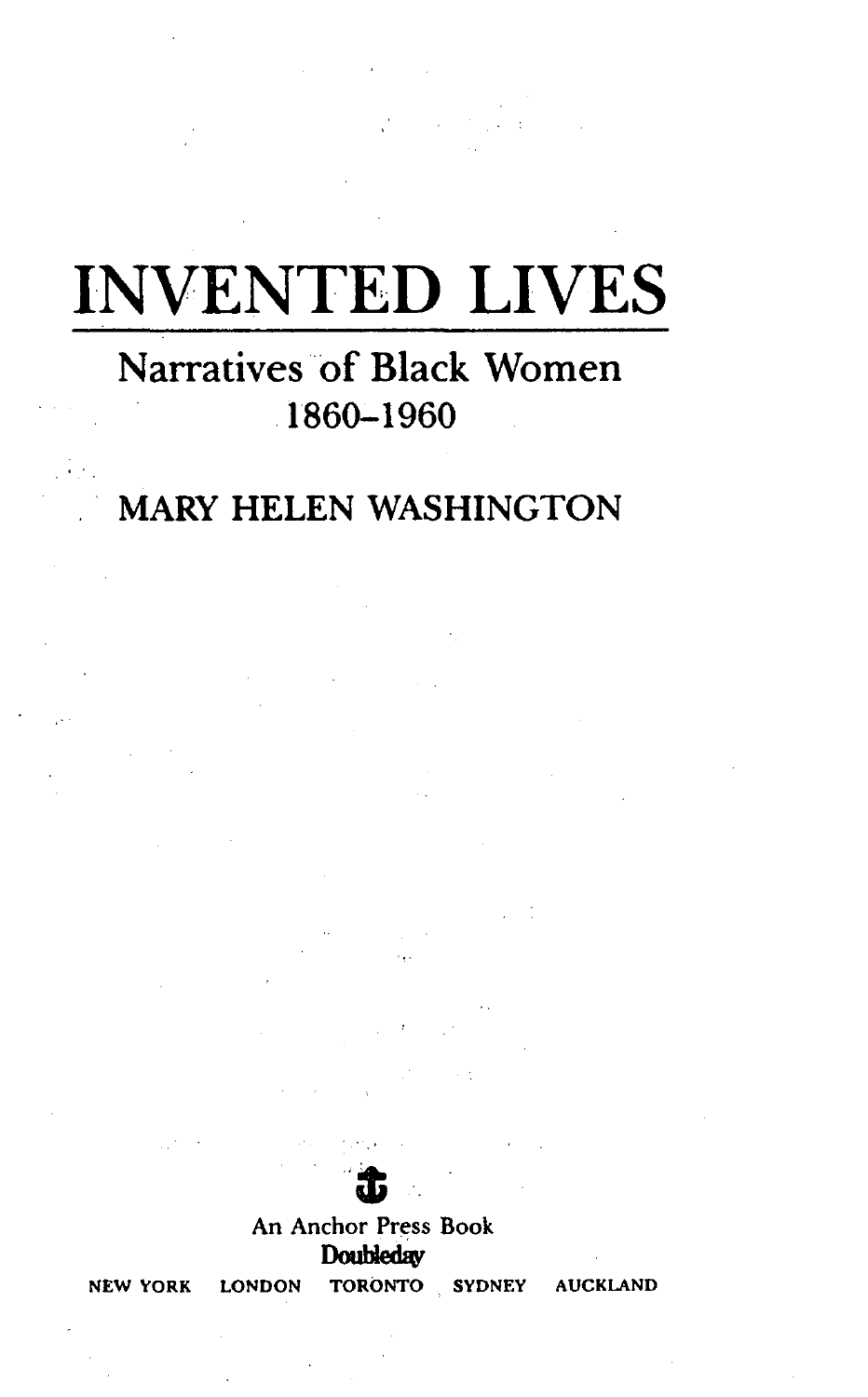# INVENTED LIVES

## Narratives of Black Women 1860–1960

MARY HELEN WASHINGTON

An Anchor Press Book

Doubleday

NEW YORK LONDON TORONTO SYDNEY AUCKLAND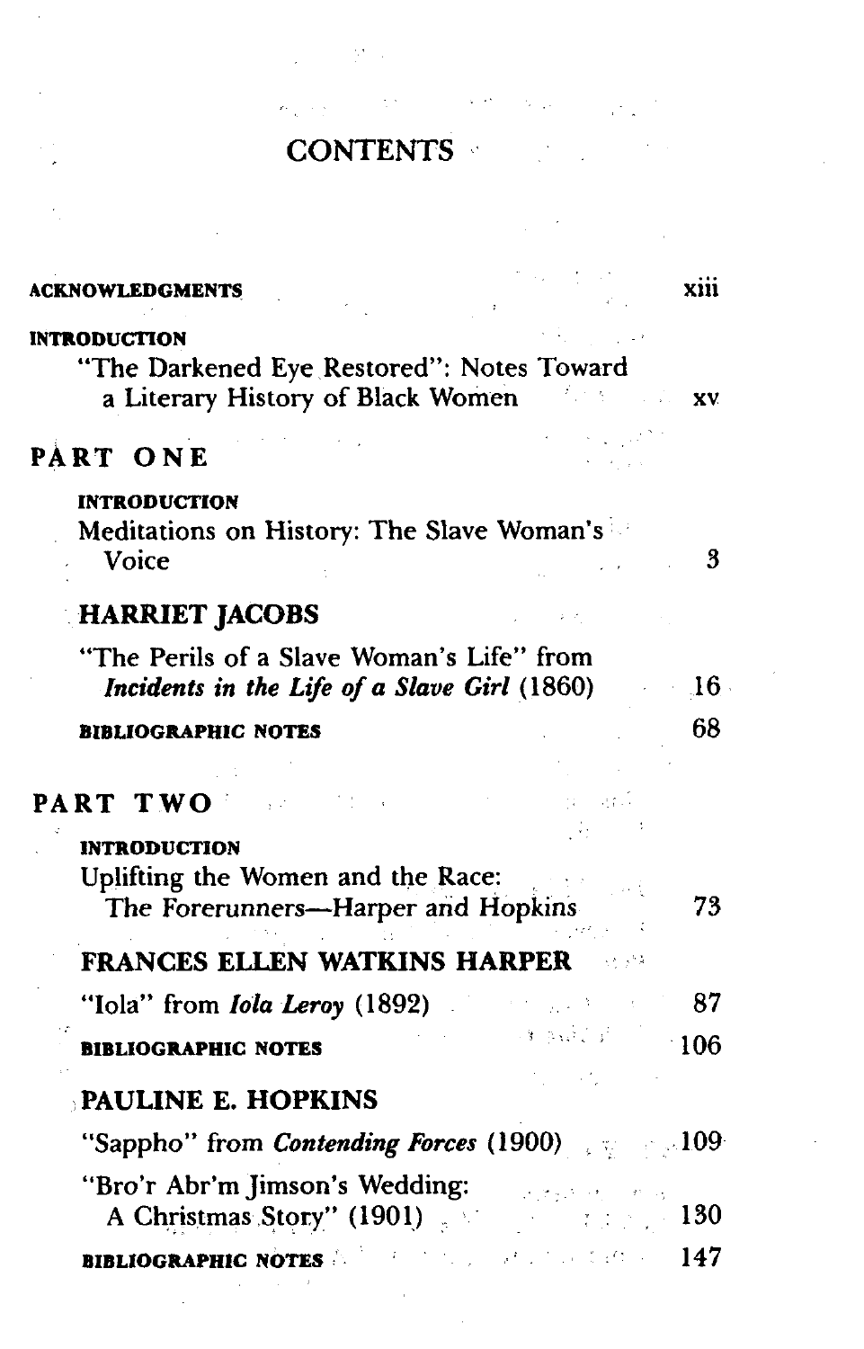# CONTENTS

**ACKNOWLEDGMENTS** xiii

**INTRODUCTION**
"The Darkened Eye Restored": Notes Toward a Literary History of Black Women xv

## PART ONE

**INTRODUCTION**
Meditations on History: The Slave Woman's Voice 3

### HARRIET JACOBS

"The Perils of a Slave Woman's Life" from *Incidents in the Life of a Slave Girl* (1860) 16

**BIBLIOGRAPHIC NOTES** 68

## PART TWO

**INTRODUCTION**
Uplifting the Women and the Race: The Forerunners—Harper and Hopkins 73

### FRANCES ELLEN WATKINS HARPER

"Iola" from *Iola Leroy* (1892) 87

**BIBLIOGRAPHIC NOTES** 106

### PAULINE E. HOPKINS

"Sappho" from *Contending Forces* (1900) 109

"Bro'r Abr'm Jimson's Wedding: A Christmas Story" (1901) 130

**BIBLIOGRAPHIC NOTES** 147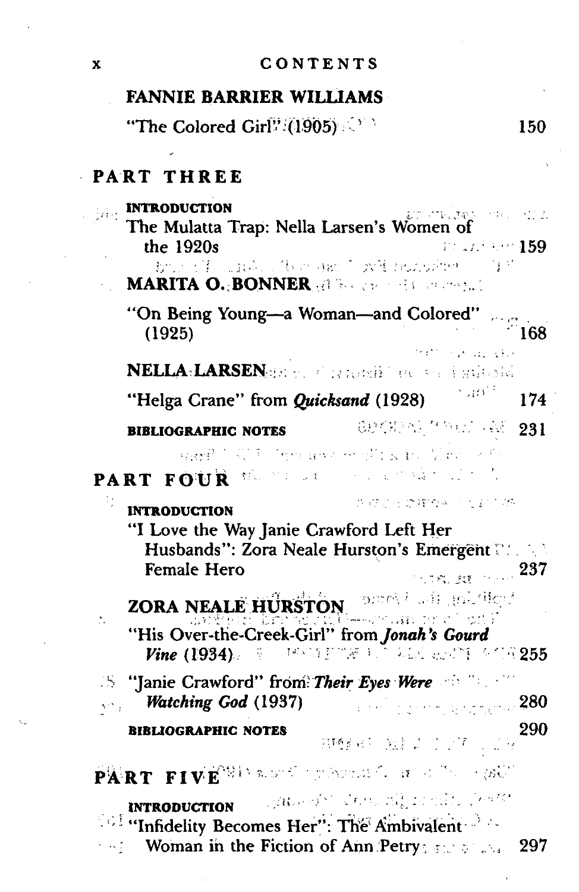**FANNIE BARRIER WILLIAMS**

"The Colored Girl" (1905) 150

## PART THREE

**INTRODUCTION**

The Mulatta Trap: Nella Larsen's Women of the 1920s 159

**MARITA O. BONNER**

"On Being Young—a Woman—and Colored" (1925) 168

**NELLA LARSEN**

"Helga Crane" from ***Quicksand*** (1928) 174

**BIBLIOGRAPHIC NOTES** 231

## PART FOUR

**INTRODUCTION**

"I Love the Way Janie Crawford Left Her Husbands": Zora Neale Hurston's Emergent Female Hero 237

**ZORA NEALE HURSTON**

"His Over-the-Creek-Girl" from ***Jonah's Gourd Vine*** (1934) 255

"Janie Crawford" from ***Their Eyes Were Watching God*** (1937) 280

**BIBLIOGRAPHIC NOTES** 290

## PART FIVE

**INTRODUCTION**

"Infidelity Becomes Her": The Ambivalent Woman in the Fiction of Ann Petry 297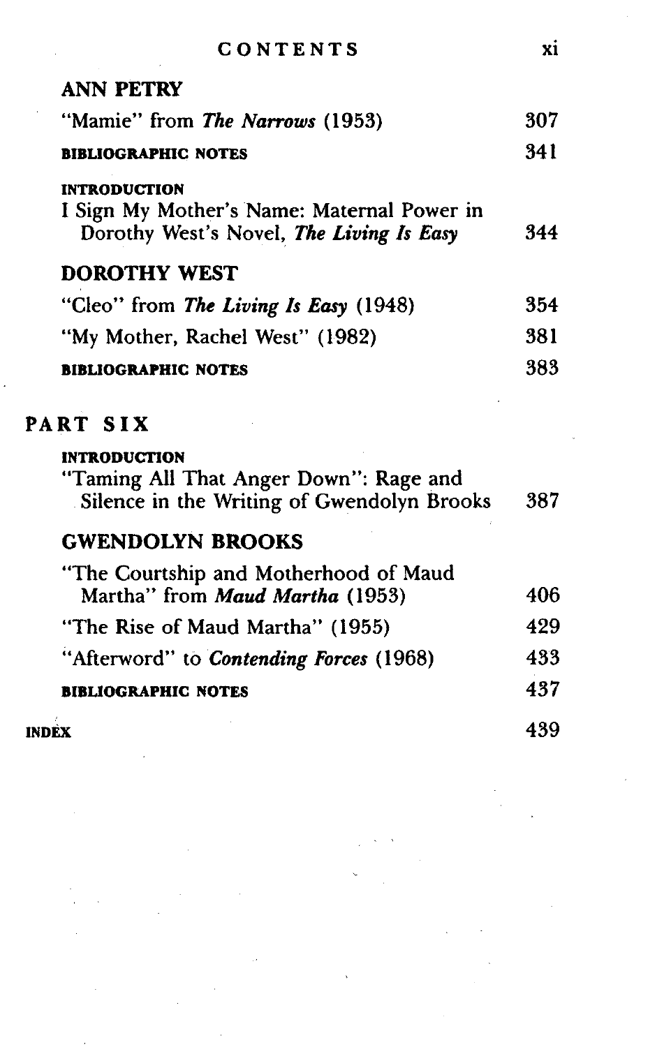**ANN PETRY**

"Mamie" from *The Narrows* (1953) 307

**BIBLIOGRAPHIC NOTES** 341

**INTRODUCTION**
I Sign My Mother's Name: Maternal Power in Dorothy West's Novel, *The Living Is Easy* 344

**DOROTHY WEST**

"Cleo" from *The Living Is Easy* (1948) 354

"My Mother, Rachel West" (1982) 381

**BIBLIOGRAPHIC NOTES** 383

## PART SIX

**INTRODUCTION**
"Taming All That Anger Down": Rage and Silence in the Writing of Gwendolyn Brooks 387

**GWENDOLYN BROOKS**

"The Courtship and Motherhood of Maud Martha" from *Maud Martha* (1953) 406

"The Rise of Maud Martha" (1955) 429

"Afterword" to *Contending Forces* (1968) 433

**BIBLIOGRAPHIC NOTES** 437

**INDEX** 439